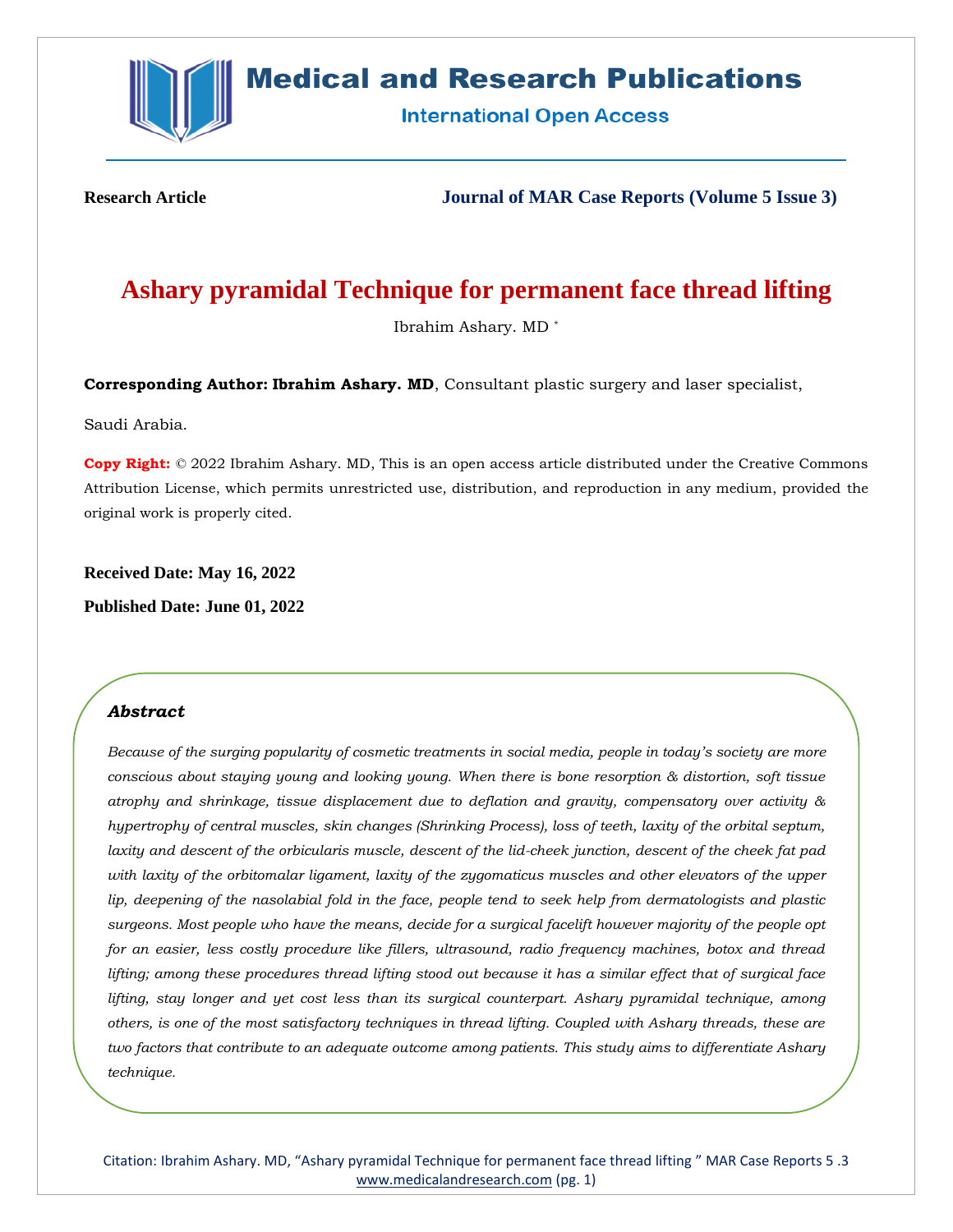**Research Article** **Journal of MAR Case Reports (Volume 5 Issue 3)**

# Ashary pyramidal Technique for permanent face thread lifting

Ibrahim Ashary. MD *

**Corresponding Author: Ibrahim Ashary. MD**, Consultant plastic surgery and laser specialist, Saudi Arabia.

**Copy Right:** © 2022 Ibrahim Ashary. MD, This is an open access article distributed under the Creative Commons Attribution License, which permits unrestricted use, distribution, and reproduction in any medium, provided the original work is properly cited.

**Received Date: May 16, 2022**

**Published Date: June 01, 2022**

### *Abstract*

*Because of the surging popularity of cosmetic treatments in social media, people in today's society are more conscious about staying young and looking young. When there is bone resorption & distortion, soft tissue atrophy and shrinkage, tissue displacement due to deflation and gravity, compensatory over activity & hypertrophy of central muscles, skin changes (Shrinking Process), loss of teeth, laxity of the orbital septum, laxity and descent of the orbicularis muscle, descent of the lid-cheek junction, descent of the cheek fat pad with laxity of the orbitomalar ligament, laxity of the zygomaticus muscles and other elevators of the upper lip, deepening of the nasolabial fold in the face, people tend to seek help from dermatologists and plastic surgeons. Most people who have the means, decide for a surgical facelift however majority of the people opt for an easier, less costly procedure like fillers, ultrasound, radio frequency machines, botox and thread lifting; among these procedures thread lifting stood out because it has a similar effect that of surgical face lifting, stay longer and yet cost less than its surgical counterpart. Ashary pyramidal technique, among others, is one of the most satisfactory techniques in thread lifting. Coupled with Ashary threads, these are two factors that contribute to an adequate outcome among patients. This study aims to differentiate Ashary technique.*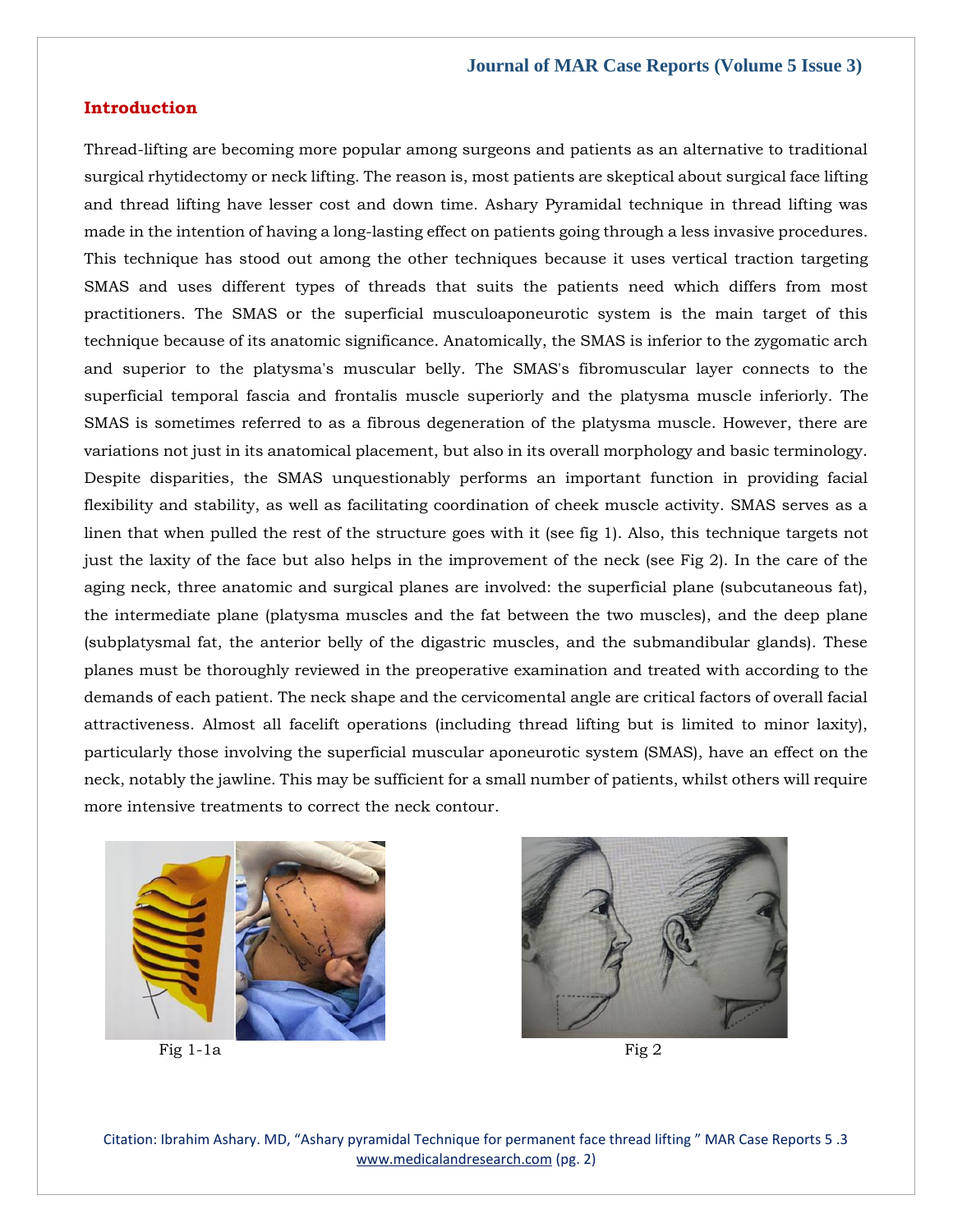## Introduction

Thread-lifting are becoming more popular among surgeons and patients as an alternative to traditional surgical rhytidectomy or neck lifting. The reason is, most patients are skeptical about surgical face lifting and thread lifting have lesser cost and down time. Ashary Pyramidal technique in thread lifting was made in the intention of having a long-lasting effect on patients going through a less invasive procedures. This technique has stood out among the other techniques because it uses vertical traction targeting SMAS and uses different types of threads that suits the patients need which differs from most practitioners. The SMAS or the superficial musculoaponeurotic system is the main target of this technique because of its anatomic significance. Anatomically, the SMAS is inferior to the zygomatic arch and superior to the platysma's muscular belly. The SMAS's fibromuscular layer connects to the superficial temporal fascia and frontalis muscle superiorly and the platysma muscle inferiorly. The SMAS is sometimes referred to as a fibrous degeneration of the platysma muscle. However, there are variations not just in its anatomical placement, but also in its overall morphology and basic terminology. Despite disparities, the SMAS unquestionably performs an important function in providing facial flexibility and stability, as well as facilitating coordination of cheek muscle activity. SMAS serves as a linen that when pulled the rest of the structure goes with it (see fig 1). Also, this technique targets not just the laxity of the face but also helps in the improvement of the neck (see Fig 2). In the care of the aging neck, three anatomic and surgical planes are involved: the superficial plane (subcutaneous fat), the intermediate plane (platysma muscles and the fat between the two muscles), and the deep plane (subplatysmal fat, the anterior belly of the digastric muscles, and the submandibular glands). These planes must be thoroughly reviewed in the preoperative examination and treated with according to the demands of each patient. The neck shape and the cervicomental angle are critical factors of overall facial attractiveness. Almost all facelift operations (including thread lifting but is limited to minor laxity), particularly those involving the superficial muscular aponeurotic system (SMAS), have an effect on the neck, notably the jawline. This may be sufficient for a small number of patients, whilst others will require more intensive treatments to correct the neck contour.

Fig 1-1a

Fig 2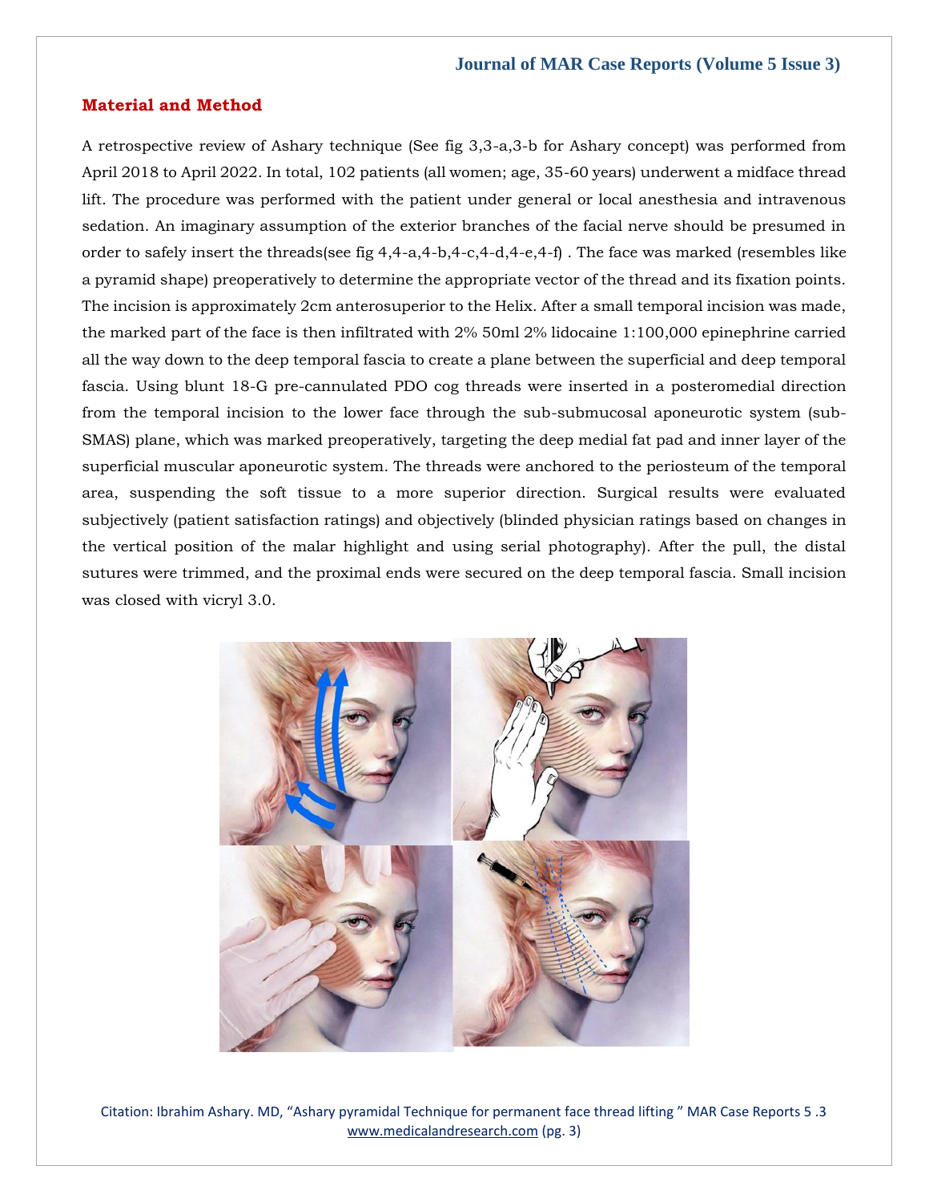## Material and Method

A retrospective review of Ashary technique (See fig 3,3-a,3-b for Ashary concept) was performed from April 2018 to April 2022. In total, 102 patients (all women; age, 35-60 years) underwent a midface thread lift. The procedure was performed with the patient under general or local anesthesia and intravenous sedation. An imaginary assumption of the exterior branches of the facial nerve should be presumed in order to safely insert the threads(see fig 4,4-a,4-b,4-c,4-d,4-e,4-f) . The face was marked (resembles like a pyramid shape) preoperatively to determine the appropriate vector of the thread and its fixation points. The incision is approximately 2cm anterosuperior to the Helix. After a small temporal incision was made, the marked part of the face is then infiltrated with 2% 50ml 2% lidocaine 1:100,000 epinephrine carried all the way down to the deep temporal fascia to create a plane between the superficial and deep temporal fascia. Using blunt 18-G pre-cannulated PDO cog threads were inserted in a posteromedial direction from the temporal incision to the lower face through the sub-submucosal aponeurotic system (sub-SMAS) plane, which was marked preoperatively, targeting the deep medial fat pad and inner layer of the superficial muscular aponeurotic system. The threads were anchored to the periosteum of the temporal area, suspending the soft tissue to a more superior direction. Surgical results were evaluated subjectively (patient satisfaction ratings) and objectively (blinded physician ratings based on changes in the vertical position of the malar highlight and using serial photography). After the pull, the distal sutures were trimmed, and the proximal ends were secured on the deep temporal fascia. Small incision was closed with vicryl 3.0.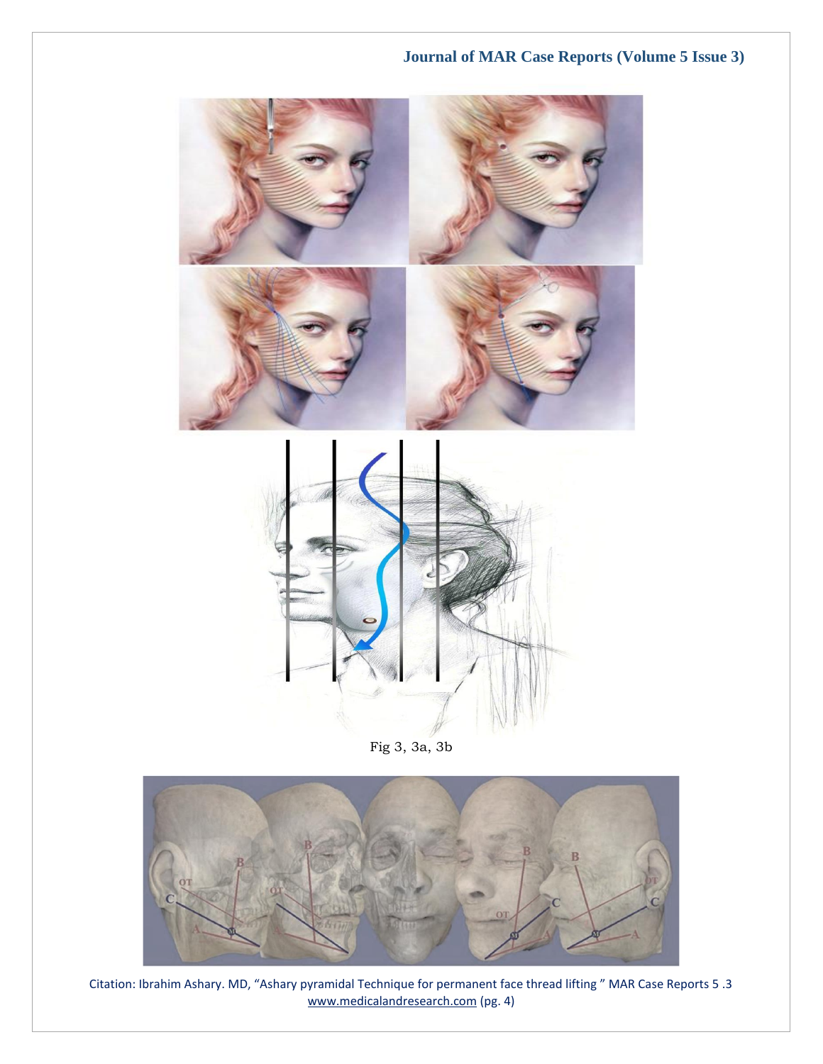Fig 3, 3a, 3b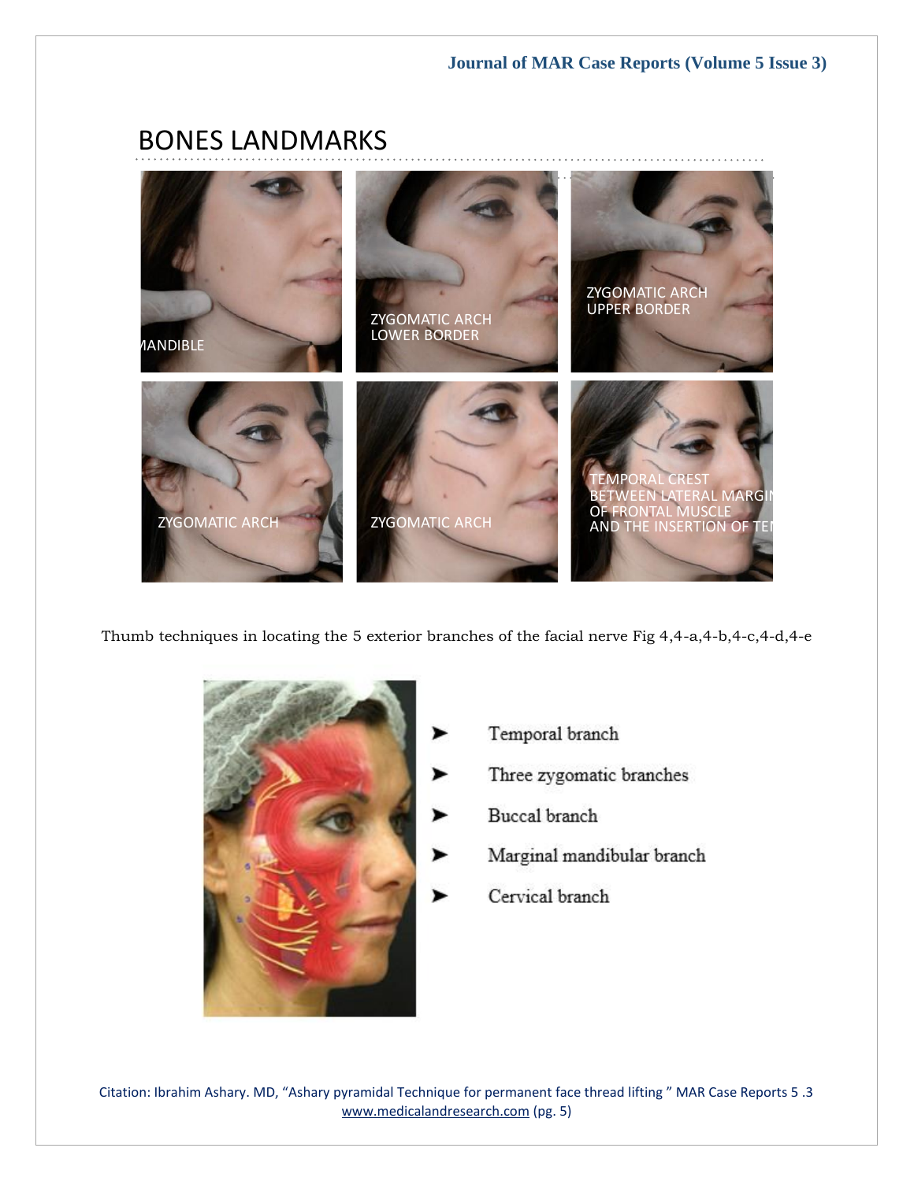# BONES LANDMARKS

Thumb techniques in locating the 5 exterior branches of the facial nerve Fig 4,4-a,4-b,4-c,4-d,4-e

- Temporal branch
- Three zygomatic branches
- Buccal branch
- Marginal mandibular branch
- Cervical branch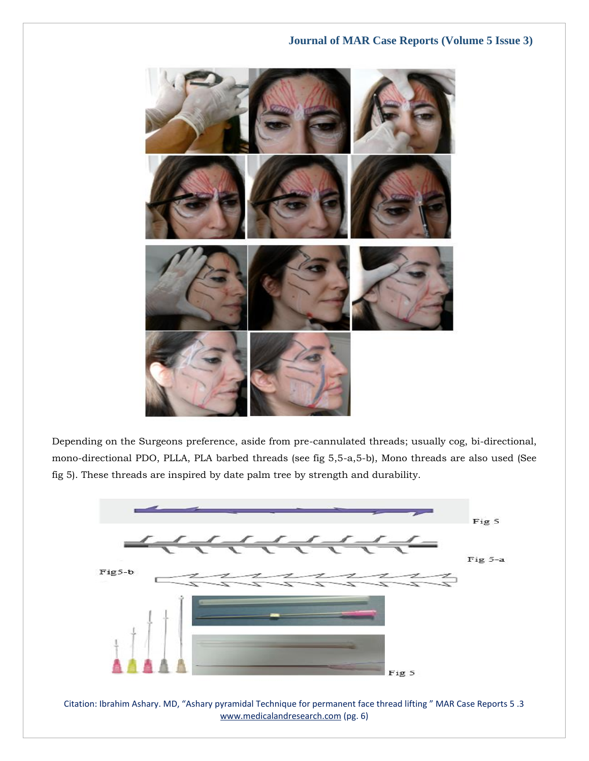Depending on the Surgeons preference, aside from pre-cannulated threads; usually cog, bi-directional, mono-directional PDO, PLLA, PLA barbed threads (see fig 5,5-a,5-b), Mono threads are also used (See fig 5). These threads are inspired by date palm tree by strength and durability.

Fig 5

Fig 5-a

Fig5-b

Fig 5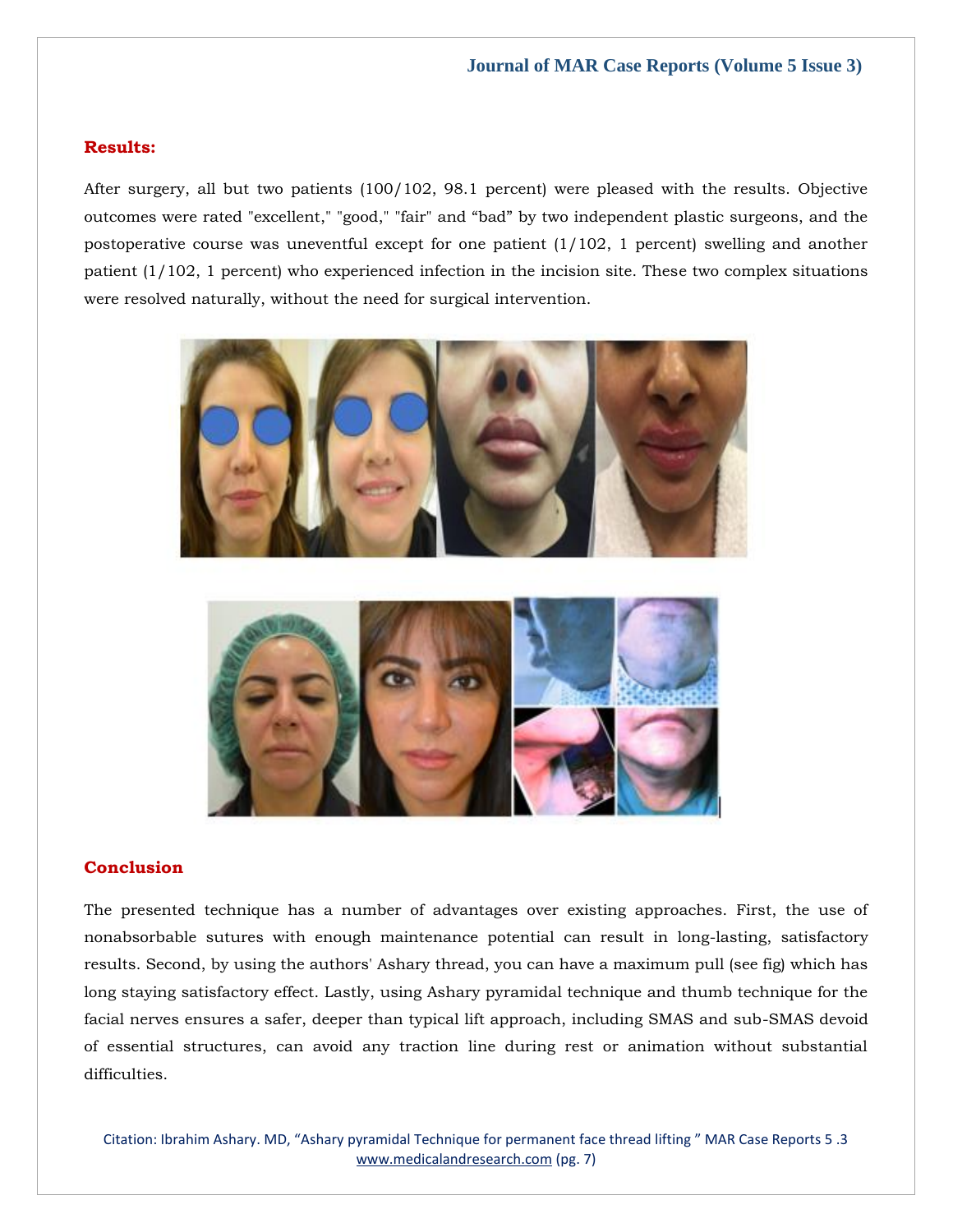## Results:

After surgery, all but two patients (100/102, 98.1 percent) were pleased with the results. Objective outcomes were rated "excellent," "good," "fair" and “bad” by two independent plastic surgeons, and the postoperative course was uneventful except for one patient (1/102, 1 percent) swelling and another patient (1/102, 1 percent) who experienced infection in the incision site. These two complex situations were resolved naturally, without the need for surgical intervention.

## Conclusion

The presented technique has a number of advantages over existing approaches. First, the use of nonabsorbable sutures with enough maintenance potential can result in long-lasting, satisfactory results. Second, by using the authors' Ashary thread, you can have a maximum pull (see fig) which has long staying satisfactory effect. Lastly, using Ashary pyramidal technique and thumb technique for the facial nerves ensures a safer, deeper than typical lift approach, including SMAS and sub-SMAS devoid of essential structures, can avoid any traction line during rest or animation without substantial difficulties.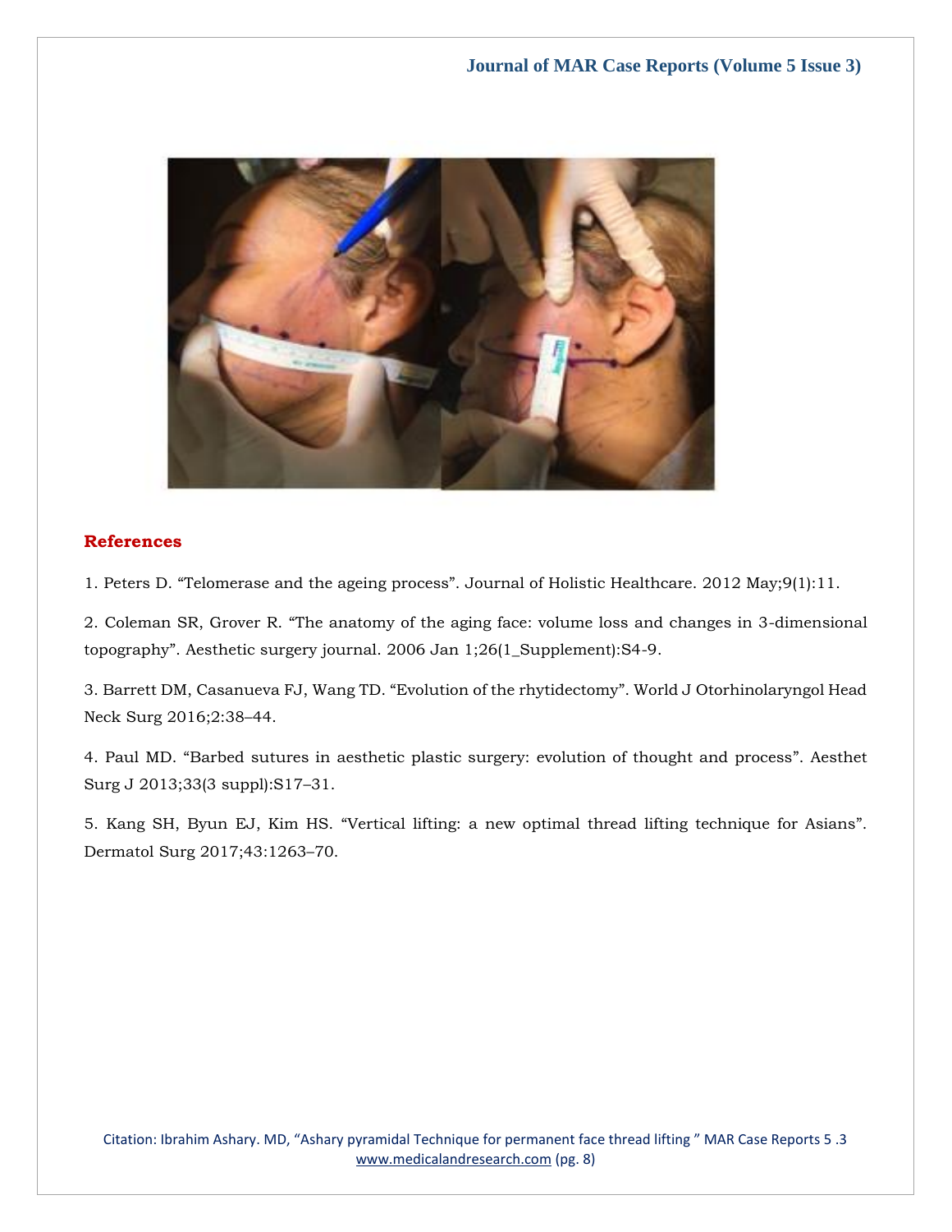## References

1. Peters D. “Telomerase and the ageing process”. Journal of Holistic Healthcare. 2012 May;9(1):11.

2. Coleman SR, Grover R. “The anatomy of the aging face: volume loss and changes in 3-dimensional topography”. Aesthetic surgery journal. 2006 Jan 1;26(1_Supplement):S4-9.

3. Barrett DM, Casanueva FJ, Wang TD. “Evolution of the rhytidectomy”. World J Otorhinolaryngol Head Neck Surg 2016;2:38–44.

4. Paul MD. “Barbed sutures in aesthetic plastic surgery: evolution of thought and process”. Aesthet Surg J 2013;33(3 suppl):S17–31.

5. Kang SH, Byun EJ, Kim HS. “Vertical lifting: a new optimal thread lifting technique for Asians”. Dermatol Surg 2017;43:1263–70.